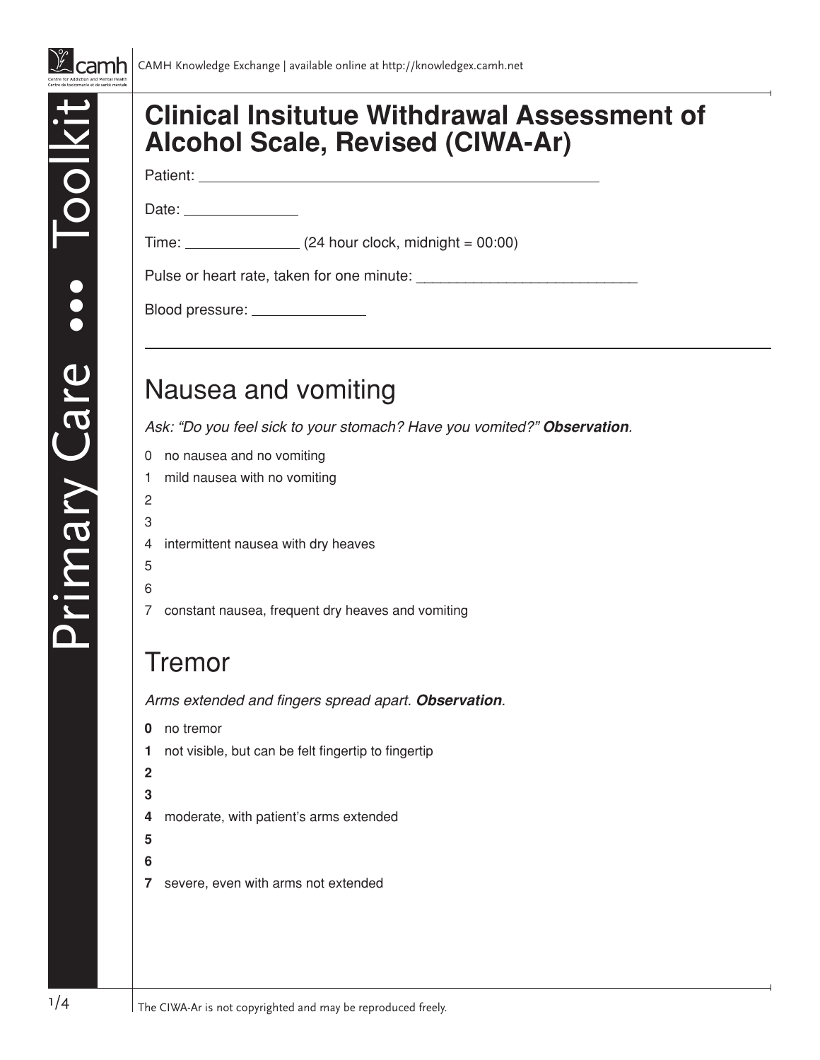# Clinical Insitutue Withdrawal Assessment of Alcohol Scale, Revised (CIWA-Ar)

Patient: ______________________________

Date: ______________

Time: ______________ (24 hour clock, midnight = 00:00)

Pulse or heart rate, taken for one minute: ___________________________

Blood pressure: ______________

## Nausea and vomiting

*Ask: "Do you feel sick to your stomach? Have you vomited?"* ***Observation***.

0 no nausea and no vomiting
1 mild nausea with no vomiting
2
3
4 intermittent nausea with dry heaves
5
6
7 constant nausea, frequent dry heaves and vomiting

## Tremor

*Arms extended and fingers spread apart.* ***Observation***.

**0** no tremor
**1** not visible, but can be felt fingertip to fingertip
**2**
**3**
**4** moderate, with patient's arms extended
**5**
**6**
**7** severe, even with arms not extended

The CIWA-Ar is not copyrighted and may be reproduced freely.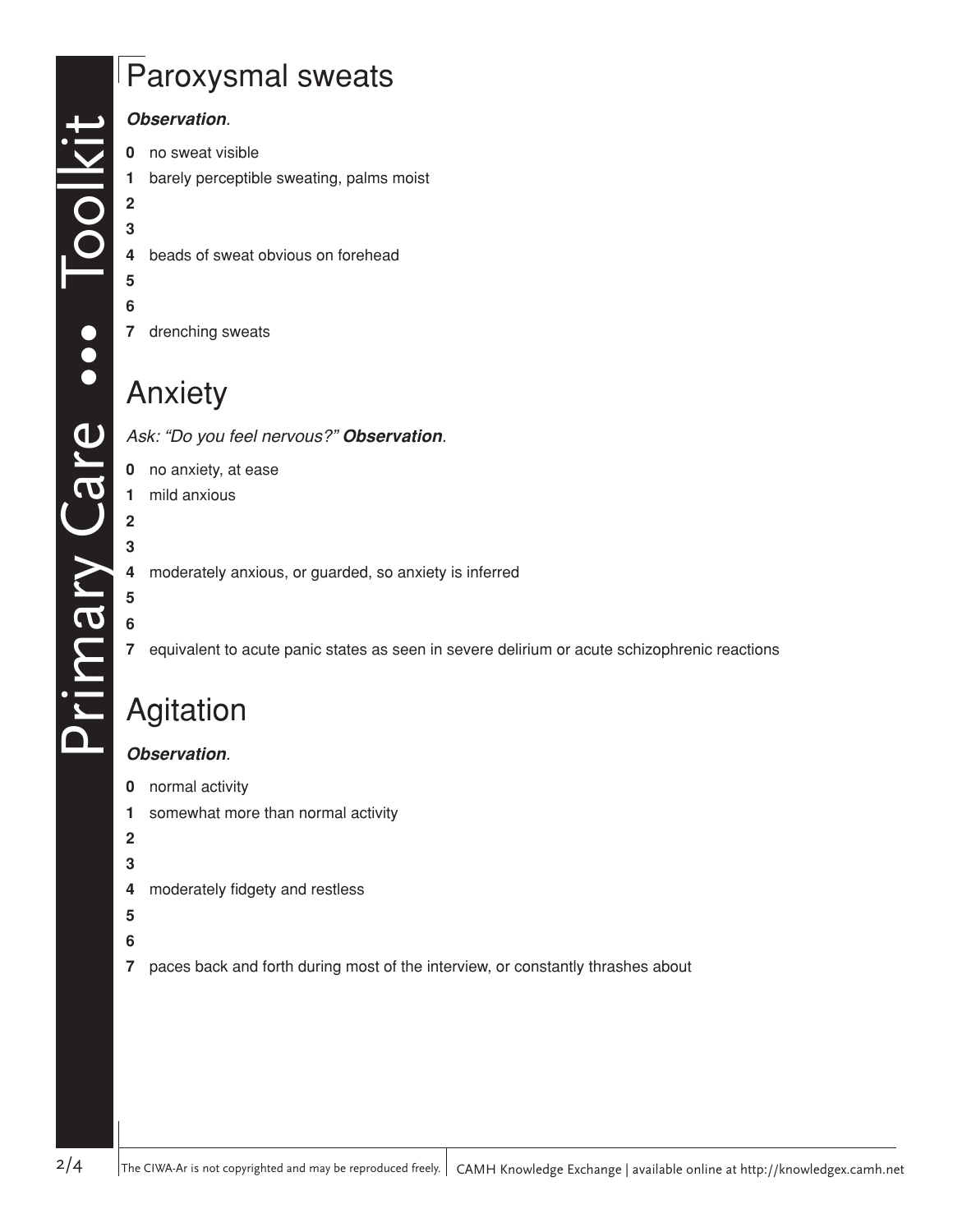## Paroxysmal sweats

***Observation***.

**0** no sweat visible
**1** barely perceptible sweating, palms moist
**2**
**3**
**4** beads of sweat obvious on forehead
**5**
**6**
**7** drenching sweats

## Anxiety

*Ask: "Do you feel nervous?"* ***Observation***.

**0** no anxiety, at ease
**1** mild anxious
**2**
**3**
**4** moderately anxious, or guarded, so anxiety is inferred
**5**
**6**
**7** equivalent to acute panic states as seen in severe delirium or acute schizophrenic reactions

## Agitation

***Observation***.

**0** normal activity
**1** somewhat more than normal activity
**2**
**3**
**4** moderately fidgety and restless
**5**
**6**
**7** paces back and forth during most of the interview, or constantly thrashes about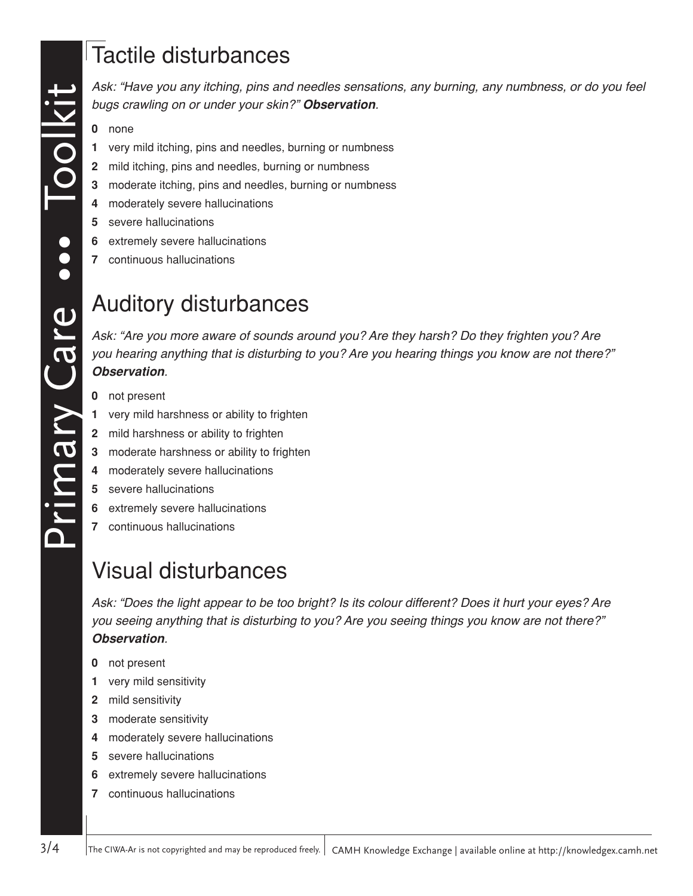## Tactile disturbances

*Ask: "Have you any itching, pins and needles sensations, any burning, any numbness, or do you feel bugs crawling on or under your skin?"* ***Observation****.*

**0** none
**1** very mild itching, pins and needles, burning or numbness
**2** mild itching, pins and needles, burning or numbness
**3** moderate itching, pins and needles, burning or numbness
**4** moderately severe hallucinations
**5** severe hallucinations
**6** extremely severe hallucinations
**7** continuous hallucinations

## Auditory disturbances

*Ask: "Are you more aware of sounds around you? Are they harsh? Do they frighten you? Are you hearing anything that is disturbing to you? Are you hearing things you know are not there?"* ***Observation****.*

**0** not present
**1** very mild harshness or ability to frighten
**2** mild harshness or ability to frighten
**3** moderate harshness or ability to frighten
**4** moderately severe hallucinations
**5** severe hallucinations
**6** extremely severe hallucinations
**7** continuous hallucinations

## Visual disturbances

*Ask: "Does the light appear to be too bright? Is its colour different? Does it hurt your eyes? Are you seeing anything that is disturbing to you? Are you seeing things you know are not there?"* ***Observation****.*

**0** not present
**1** very mild sensitivity
**2** mild sensitivity
**3** moderate sensitivity
**4** moderately severe hallucinations
**5** severe hallucinations
**6** extremely severe hallucinations
**7** continuous hallucinations

The CIWA-Ar is not copyrighted and may be reproduced freely.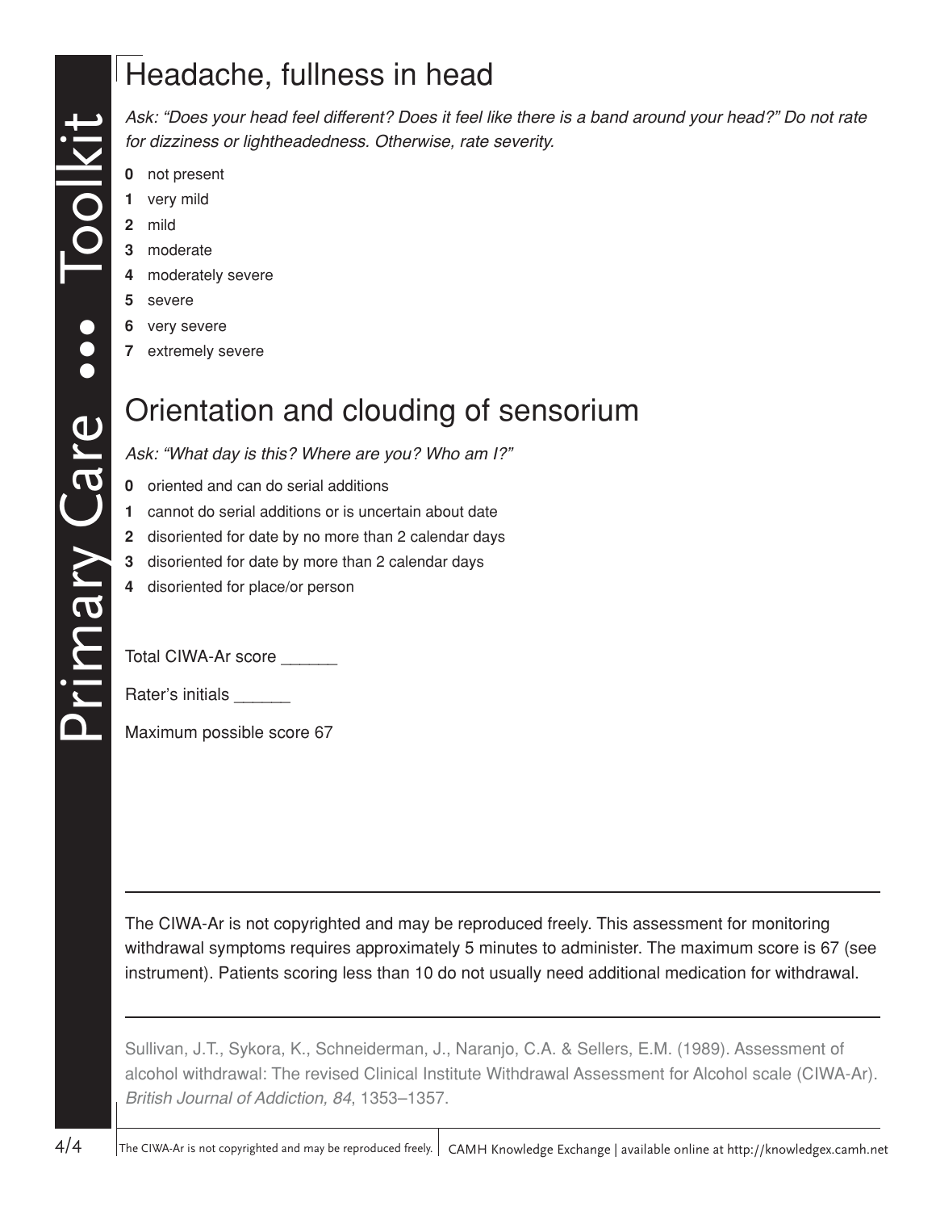## Headache, fullness in head

*Ask: "Does your head feel different? Does it feel like there is a band around your head?" Do not rate for dizziness or lightheadedness. Otherwise, rate severity.*

**0** not present
**1** very mild
**2** mild
**3** moderate
**4** moderately severe
**5** severe
**6** very severe
**7** extremely severe

## Orientation and clouding of sensorium

*Ask: "What day is this? Where are you? Who am I?"*

**0** oriented and can do serial additions
**1** cannot do serial additions or is uncertain about date
**2** disoriented for date by no more than 2 calendar days
**3** disoriented for date by more than 2 calendar days
**4** disoriented for place/or person

Total CIWA-Ar score ______

Rater's initials ______

Maximum possible score 67

---

The CIWA-Ar is not copyrighted and may be reproduced freely. This assessment for monitoring withdrawal symptoms requires approximately 5 minutes to administer. The maximum score is 67 (see instrument). Patients scoring less than 10 do not usually need additional medication for withdrawal.

---

Sullivan, J.T., Sykora, K., Schneiderman, J., Naranjo, C.A. & Sellers, E.M. (1989). Assessment of alcohol withdrawal: The revised Clinical Institute Withdrawal Assessment for Alcohol scale (CIWA-Ar). *British Journal of Addiction, 84*, 1353–1357.